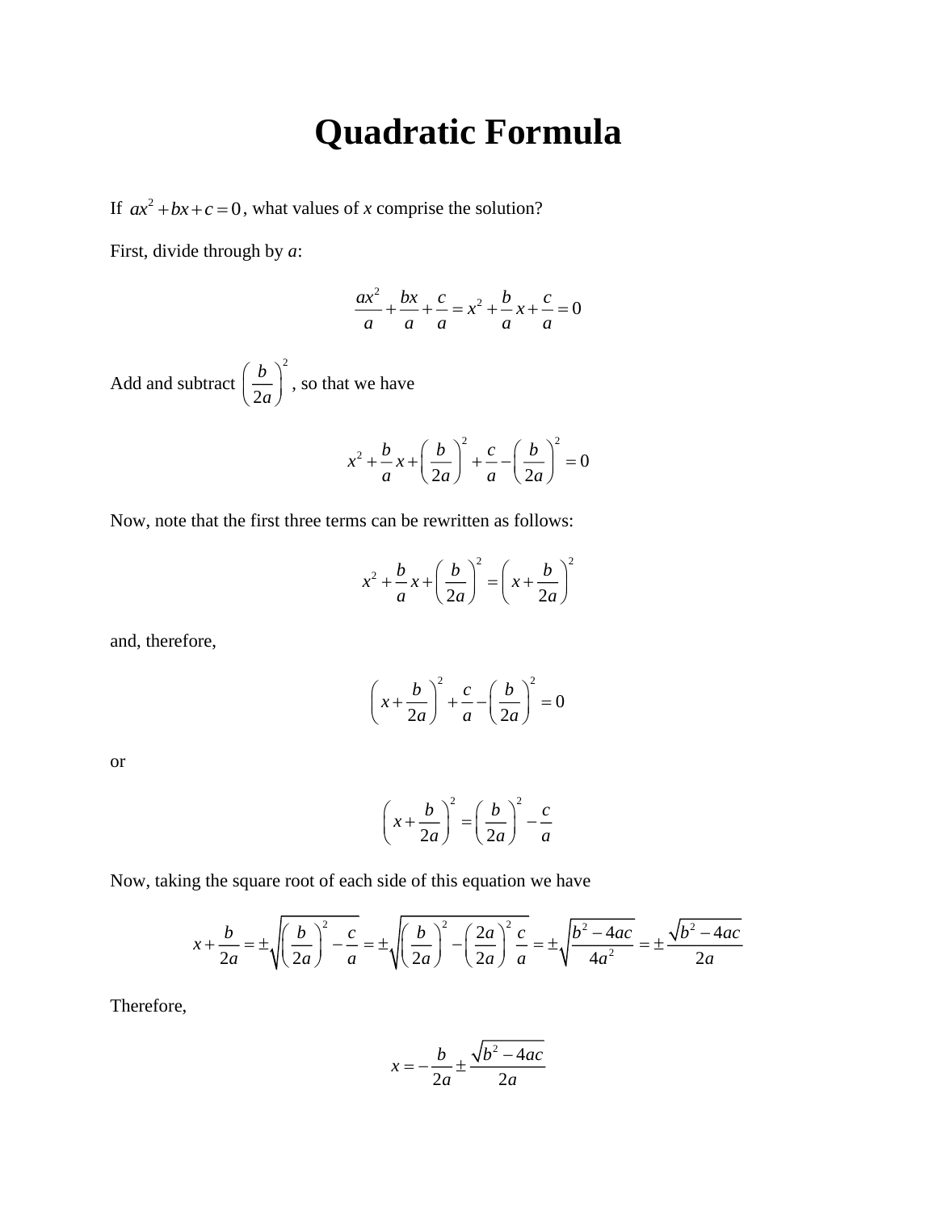# Quadratic Formula

If $ax^2 + bx + c = 0$, what values of *x* comprise the solution?

First, divide through by *a*:

$$\frac{ax^2}{a} + \frac{bx}{a} + \frac{c}{a} = x^2 + \frac{b}{a}x + \frac{c}{a} = 0$$

Add and subtract $\left(\frac{b}{2a}\right)^2$, so that we have

$$x^2 + \frac{b}{a}x + \left(\frac{b}{2a}\right)^2 + \frac{c}{a} - \left(\frac{b}{2a}\right)^2 = 0$$

Now, note that the first three terms can be rewritten as follows:

$$x^2 + \frac{b}{a}x + \left(\frac{b}{2a}\right)^2 = \left(x + \frac{b}{2a}\right)^2$$

and, therefore,

$$\left(x + \frac{b}{2a}\right)^2 + \frac{c}{a} - \left(\frac{b}{2a}\right)^2 = 0$$

or

$$\left(x + \frac{b}{2a}\right)^2 = \left(\frac{b}{2a}\right)^2 - \frac{c}{a}$$

Now, taking the square root of each side of this equation we have

$$x + \frac{b}{2a} = \pm\sqrt{\left(\frac{b}{2a}\right)^2 - \frac{c}{a}} = \pm\sqrt{\left(\frac{b}{2a}\right)^2 - \left(\frac{2a}{2a}\right)^2 \frac{c}{a}} = \pm\sqrt{\frac{b^2 - 4ac}{4a^2}} = \pm\frac{\sqrt{b^2 - 4ac}}{2a}$$

Therefore,

$$x = -\frac{b}{2a} \pm \frac{\sqrt{b^2 - 4ac}}{2a}$$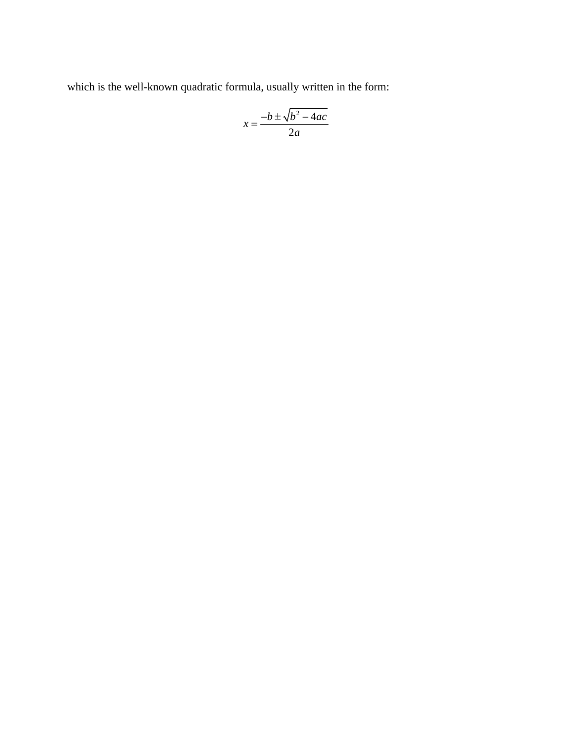which is the well-known quadratic formula, usually written in the form:

$$x = \frac{-b \pm \sqrt{b^2 - 4ac}}{2a}$$